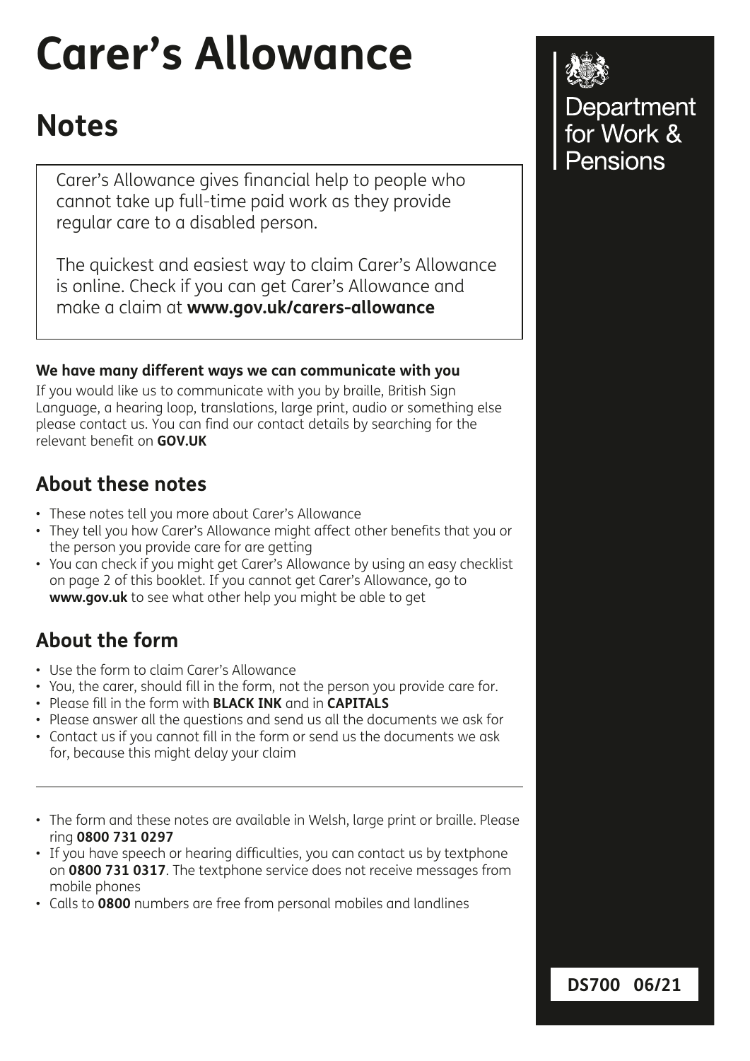# Carer's Allowance

## Notes

Carer's Allowance gives financial help to people who cannot take up full-time paid work as they provide regular care to a disabled person.

The quickest and easiest way to claim Carer's Allowance is online. Check if you can get Carer's Allowance and make a claim at **www.gov.uk/carers-allowance**

Department for Work & Pensions

**We have many different ways we can communicate with you**

If you would like us to communicate with you by braille, British Sign Language, a hearing loop, translations, large print, audio or something else please contact us. You can find our contact details by searching for the relevant benefit on **GOV.UK**

### About these notes

- These notes tell you more about Carer's Allowance
- They tell you how Carer's Allowance might affect other benefits that you or the person you provide care for are getting
- You can check if you might get Carer's Allowance by using an easy checklist on page 2 of this booklet. If you cannot get Carer's Allowance, go to **www.gov.uk** to see what other help you might be able to get

### About the form

- Use the form to claim Carer's Allowance
- You, the carer, should fill in the form, not the person you provide care for.
- Please fill in the form with **BLACK INK** and in **CAPITALS**
- Please answer all the questions and send us all the documents we ask for
- Contact us if you cannot fill in the form or send us the documents we ask for, because this might delay your claim

---

- The form and these notes are available in Welsh, large print or braille. Please ring **0800 731 0297**
- If you have speech or hearing difficulties, you can contact us by textphone on **0800 731 0317**. The textphone service does not receive messages from mobile phones
- Calls to **0800** numbers are free from personal mobiles and landlines

**DS700 06/21**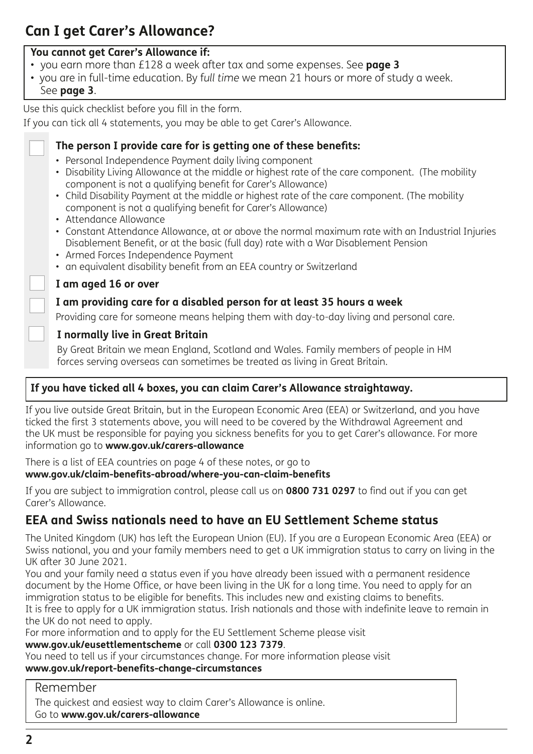# Can I get Carer's Allowance?

**You cannot get Carer's Allowance if:**

- you earn more than £128 a week after tax and some expenses. See **page 3**
- you are in full-time education. By *full time* we mean 21 hours or more of study a week. See **page 3**.

Use this quick checklist before you fill in the form.

If you can tick all 4 statements, you may be able to get Carer's Allowance.

☐ **The person I provide care for is getting one of these benefits:**

- Personal Independence Payment daily living component
- Disability Living Allowance at the middle or highest rate of the care component. (The mobility component is not a qualifying benefit for Carer's Allowance)
- Child Disability Payment at the middle or highest rate of the care component. (The mobility component is not a qualifying benefit for Carer's Allowance)
- Attendance Allowance
- Constant Attendance Allowance, at or above the normal maximum rate with an Industrial Injuries Disablement Benefit, or at the basic (full day) rate with a War Disablement Pension
- Armed Forces Independence Payment
- an equivalent disability benefit from an EEA country or Switzerland

☐ **I am aged 16 or over**

☐ **I am providing care for a disabled person for at least 35 hours a week**

Providing care for someone means helping them with day-to-day living and personal care.

☐ **I normally live in Great Britain**

By Great Britain we mean England, Scotland and Wales. Family members of people in HM forces serving overseas can sometimes be treated as living in Great Britain.

**If you have ticked all 4 boxes, you can claim Carer's Allowance straightaway.**

If you live outside Great Britain, but in the European Economic Area (EEA) or Switzerland, and you have ticked the first 3 statements above, you will need to be covered by the Withdrawal Agreement and the UK must be responsible for paying you sickness benefits for you to get Carer's allowance. For more information go to **www.gov.uk/carers-allowance**

There is a list of EEA countries on page 4 of these notes, or go to **www.gov.uk/claim-benefits-abroad/where-you-can-claim-benefits**

If you are subject to immigration control, please call us on **0800 731 0297** to find out if you can get Carer's Allowance.

## EEA and Swiss nationals need to have an EU Settlement Scheme status

The United Kingdom (UK) has left the European Union (EU). If you are a European Economic Area (EEA) or Swiss national, you and your family members need to get a UK immigration status to carry on living in the UK after 30 June 2021.

You and your family need a status even if you have already been issued with a permanent residence document by the Home Office, or have been living in the UK for a long time. You need to apply for an immigration status to be eligible for benefits. This includes new and existing claims to benefits.

It is free to apply for a UK immigration status. Irish nationals and those with indefinite leave to remain in the UK do not need to apply.

For more information and to apply for the EU Settlement Scheme please visit **www.gov.uk/eusettlementscheme** or call **0300 123 7379**.

You need to tell us if your circumstances change. For more information please visit **www.gov.uk/report-benefits-change-circumstances**

Remember

The quickest and easiest way to claim Carer's Allowance is online.
Go to **www.gov.uk/carers-allowance**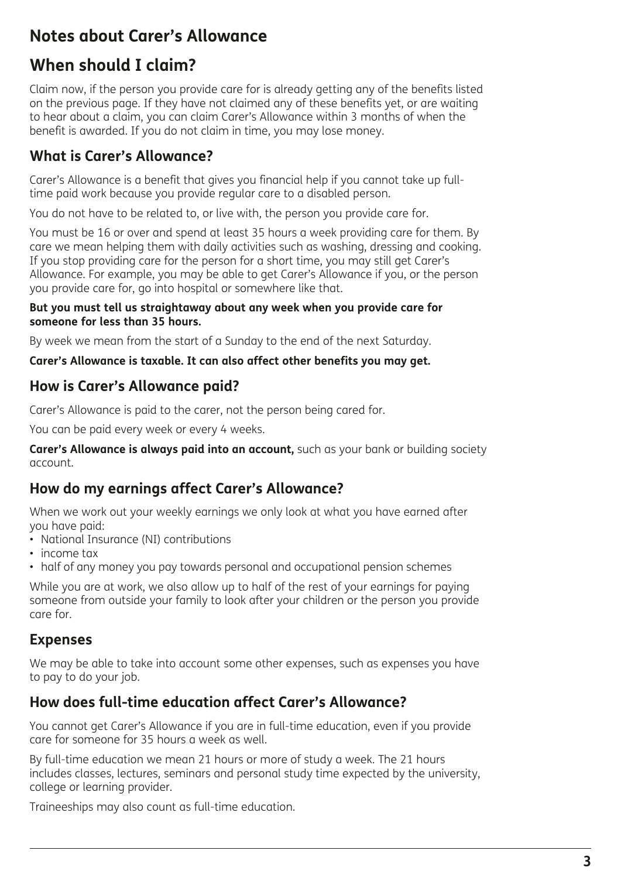# Notes about Carer's Allowance

# When should I claim?

Claim now, if the person you provide care for is already getting any of the benefits listed on the previous page. If they have not claimed any of these benefits yet, or are waiting to hear about a claim, you can claim Carer's Allowance within 3 months of when the benefit is awarded. If you do not claim in time, you may lose money.

## What is Carer's Allowance?

Carer's Allowance is a benefit that gives you financial help if you cannot take up full-time paid work because you provide regular care to a disabled person.

You do not have to be related to, or live with, the person you provide care for.

You must be 16 or over and spend at least 35 hours a week providing care for them. By care we mean helping them with daily activities such as washing, dressing and cooking. If you stop providing care for the person for a short time, you may still get Carer's Allowance. For example, you may be able to get Carer's Allowance if you, or the person you provide care for, go into hospital or somewhere like that.

**But you must tell us straightaway about any week when you provide care for someone for less than 35 hours.**

By week we mean from the start of a Sunday to the end of the next Saturday.

**Carer's Allowance is taxable. It can also affect other benefits you may get.**

## How is Carer's Allowance paid?

Carer's Allowance is paid to the carer, not the person being cared for.

You can be paid every week or every 4 weeks.

**Carer's Allowance is always paid into an account,** such as your bank or building society account.

## How do my earnings affect Carer's Allowance?

When we work out your weekly earnings we only look at what you have earned after you have paid:

- National Insurance (NI) contributions
- income tax
- half of any money you pay towards personal and occupational pension schemes

While you are at work, we also allow up to half of the rest of your earnings for paying someone from outside your family to look after your children or the person you provide care for.

## Expenses

We may be able to take into account some other expenses, such as expenses you have to pay to do your job.

## How does full-time education affect Carer's Allowance?

You cannot get Carer's Allowance if you are in full-time education, even if you provide care for someone for 35 hours a week as well.

By full-time education we mean 21 hours or more of study a week. The 21 hours includes classes, lectures, seminars and personal study time expected by the university, college or learning provider.

Traineeships may also count as full-time education.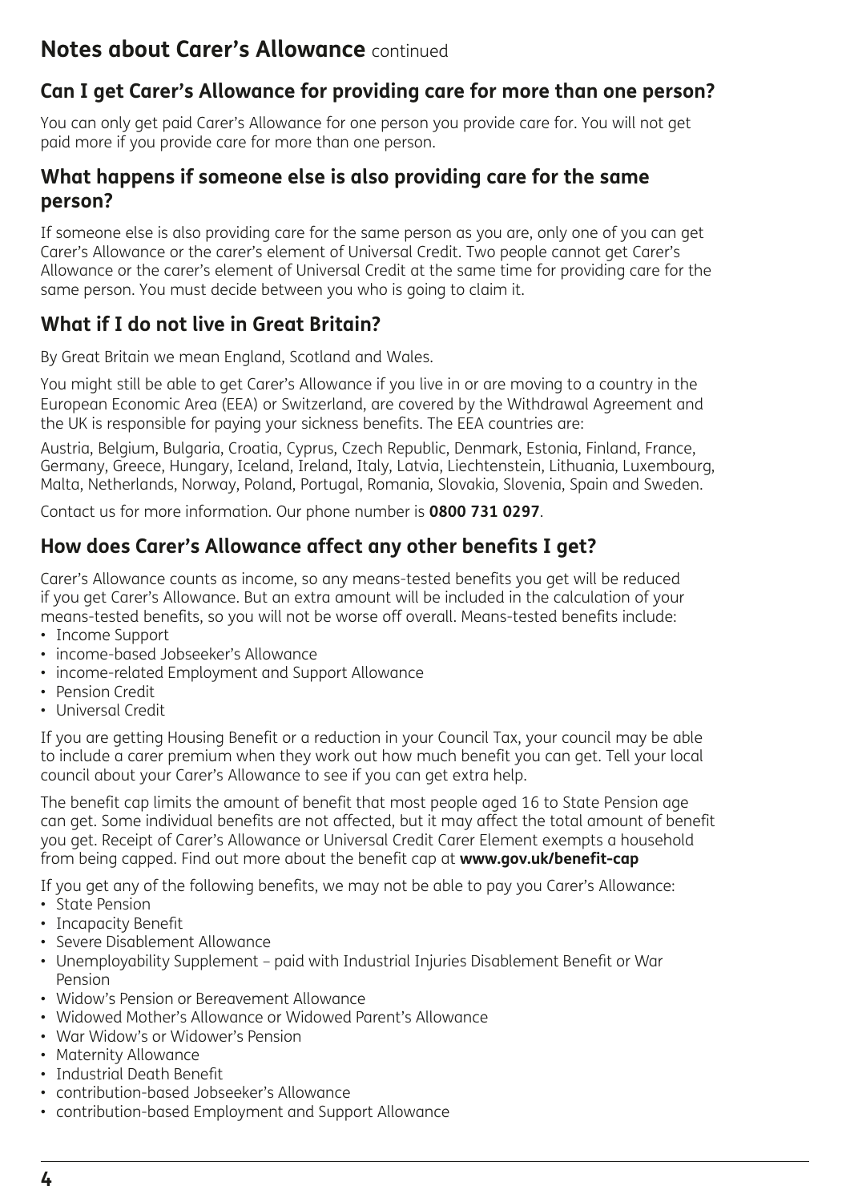## Notes about Carer's Allowance continued

### Can I get Carer's Allowance for providing care for more than one person?

You can only get paid Carer's Allowance for one person you provide care for. You will not get paid more if you provide care for more than one person.

### What happens if someone else is also providing care for the same person?

If someone else is also providing care for the same person as you are, only one of you can get Carer's Allowance or the carer's element of Universal Credit. Two people cannot get Carer's Allowance or the carer's element of Universal Credit at the same time for providing care for the same person. You must decide between you who is going to claim it.

### What if I do not live in Great Britain?

By Great Britain we mean England, Scotland and Wales.

You might still be able to get Carer's Allowance if you live in or are moving to a country in the European Economic Area (EEA) or Switzerland, are covered by the Withdrawal Agreement and the UK is responsible for paying your sickness benefits. The EEA countries are:

Austria, Belgium, Bulgaria, Croatia, Cyprus, Czech Republic, Denmark, Estonia, Finland, France, Germany, Greece, Hungary, Iceland, Ireland, Italy, Latvia, Liechtenstein, Lithuania, Luxembourg, Malta, Netherlands, Norway, Poland, Portugal, Romania, Slovakia, Slovenia, Spain and Sweden.

Contact us for more information. Our phone number is **0800 731 0297**.

### How does Carer's Allowance affect any other benefits I get?

Carer's Allowance counts as income, so any means-tested benefits you get will be reduced if you get Carer's Allowance. But an extra amount will be included in the calculation of your means-tested benefits, so you will not be worse off overall. Means-tested benefits include:

- Income Support
- income-based Jobseeker's Allowance
- income-related Employment and Support Allowance
- Pension Credit
- Universal Credit

If you are getting Housing Benefit or a reduction in your Council Tax, your council may be able to include a carer premium when they work out how much benefit you can get. Tell your local council about your Carer's Allowance to see if you can get extra help.

The benefit cap limits the amount of benefit that most people aged 16 to State Pension age can get. Some individual benefits are not affected, but it may affect the total amount of benefit you get. Receipt of Carer's Allowance or Universal Credit Carer Element exempts a household from being capped. Find out more about the benefit cap at **www.gov.uk/benefit-cap**

If you get any of the following benefits, we may not be able to pay you Carer's Allowance:

- State Pension
- Incapacity Benefit
- Severe Disablement Allowance
- Unemployability Supplement – paid with Industrial Injuries Disablement Benefit or War Pension
- Widow's Pension or Bereavement Allowance
- Widowed Mother's Allowance or Widowed Parent's Allowance
- War Widow's or Widower's Pension
- Maternity Allowance
- Industrial Death Benefit
- contribution-based Jobseeker's Allowance
- contribution-based Employment and Support Allowance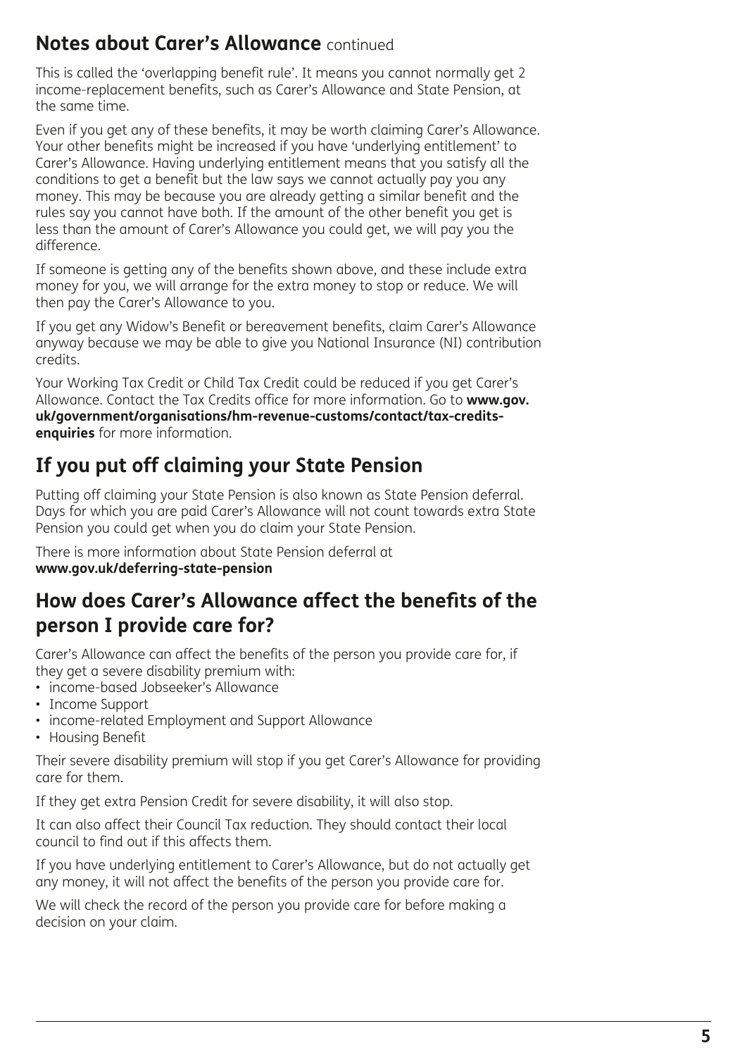## Notes about Carer's Allowance continued

This is called the 'overlapping benefit rule'. It means you cannot normally get 2 income-replacement benefits, such as Carer's Allowance and State Pension, at the same time.

Even if you get any of these benefits, it may be worth claiming Carer's Allowance. Your other benefits might be increased if you have 'underlying entitlement' to Carer's Allowance. Having underlying entitlement means that you satisfy all the conditions to get a benefit but the law says we cannot actually pay you any money. This may be because you are already getting a similar benefit and the rules say you cannot have both. If the amount of the other benefit you get is less than the amount of Carer's Allowance you could get, we will pay you the difference.

If someone is getting any of the benefits shown above, and these include extra money for you, we will arrange for the extra money to stop or reduce. We will then pay the Carer's Allowance to you.

If you get any Widow's Benefit or bereavement benefits, claim Carer's Allowance anyway because we may be able to give you National Insurance (NI) contribution credits.

Your Working Tax Credit or Child Tax Credit could be reduced if you get Carer's Allowance. Contact the Tax Credits office for more information. Go to **www.gov.uk/government/organisations/hm-revenue-customs/contact/tax-credits-enquiries** for more information.

## If you put off claiming your State Pension

Putting off claiming your State Pension is also known as State Pension deferral. Days for which you are paid Carer's Allowance will not count towards extra State Pension you could get when you do claim your State Pension.

There is more information about State Pension deferral at **www.gov.uk/deferring-state-pension**

## How does Carer's Allowance affect the benefits of the person I provide care for?

Carer's Allowance can affect the benefits of the person you provide care for, if they get a severe disability premium with:

- income-based Jobseeker's Allowance
- Income Support
- income-related Employment and Support Allowance
- Housing Benefit

Their severe disability premium will stop if you get Carer's Allowance for providing care for them.

If they get extra Pension Credit for severe disability, it will also stop.

It can also affect their Council Tax reduction. They should contact their local council to find out if this affects them.

If you have underlying entitlement to Carer's Allowance, but do not actually get any money, it will not affect the benefits of the person you provide care for.

We will check the record of the person you provide care for before making a decision on your claim.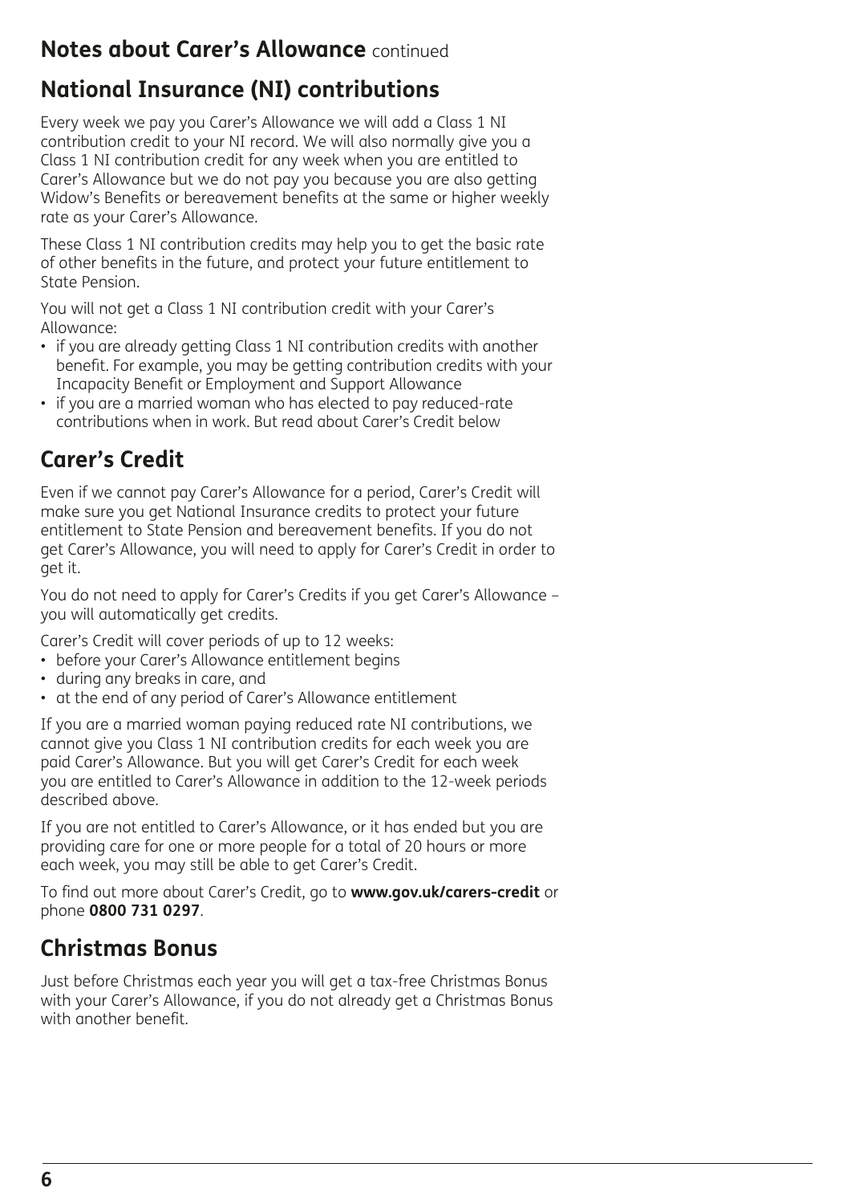## Notes about Carer's Allowance continued

## National Insurance (NI) contributions

Every week we pay you Carer's Allowance we will add a Class 1 NI contribution credit to your NI record. We will also normally give you a Class 1 NI contribution credit for any week when you are entitled to Carer's Allowance but we do not pay you because you are also getting Widow's Benefits or bereavement benefits at the same or higher weekly rate as your Carer's Allowance.

These Class 1 NI contribution credits may help you to get the basic rate of other benefits in the future, and protect your future entitlement to State Pension.

You will not get a Class 1 NI contribution credit with your Carer's Allowance:

- if you are already getting Class 1 NI contribution credits with another benefit. For example, you may be getting contribution credits with your Incapacity Benefit or Employment and Support Allowance
- if you are a married woman who has elected to pay reduced-rate contributions when in work. But read about Carer's Credit below

## Carer's Credit

Even if we cannot pay Carer's Allowance for a period, Carer's Credit will make sure you get National Insurance credits to protect your future entitlement to State Pension and bereavement benefits. If you do not get Carer's Allowance, you will need to apply for Carer's Credit in order to get it.

You do not need to apply for Carer's Credits if you get Carer's Allowance – you will automatically get credits.

Carer's Credit will cover periods of up to 12 weeks:

- before your Carer's Allowance entitlement begins
- during any breaks in care, and
- at the end of any period of Carer's Allowance entitlement

If you are a married woman paying reduced rate NI contributions, we cannot give you Class 1 NI contribution credits for each week you are paid Carer's Allowance. But you will get Carer's Credit for each week you are entitled to Carer's Allowance in addition to the 12-week periods described above.

If you are not entitled to Carer's Allowance, or it has ended but you are providing care for one or more people for a total of 20 hours or more each week, you may still be able to get Carer's Credit.

To find out more about Carer's Credit, go to **www.gov.uk/carers-credit** or phone **0800 731 0297**.

## Christmas Bonus

Just before Christmas each year you will get a tax-free Christmas Bonus with your Carer's Allowance, if you do not already get a Christmas Bonus with another benefit.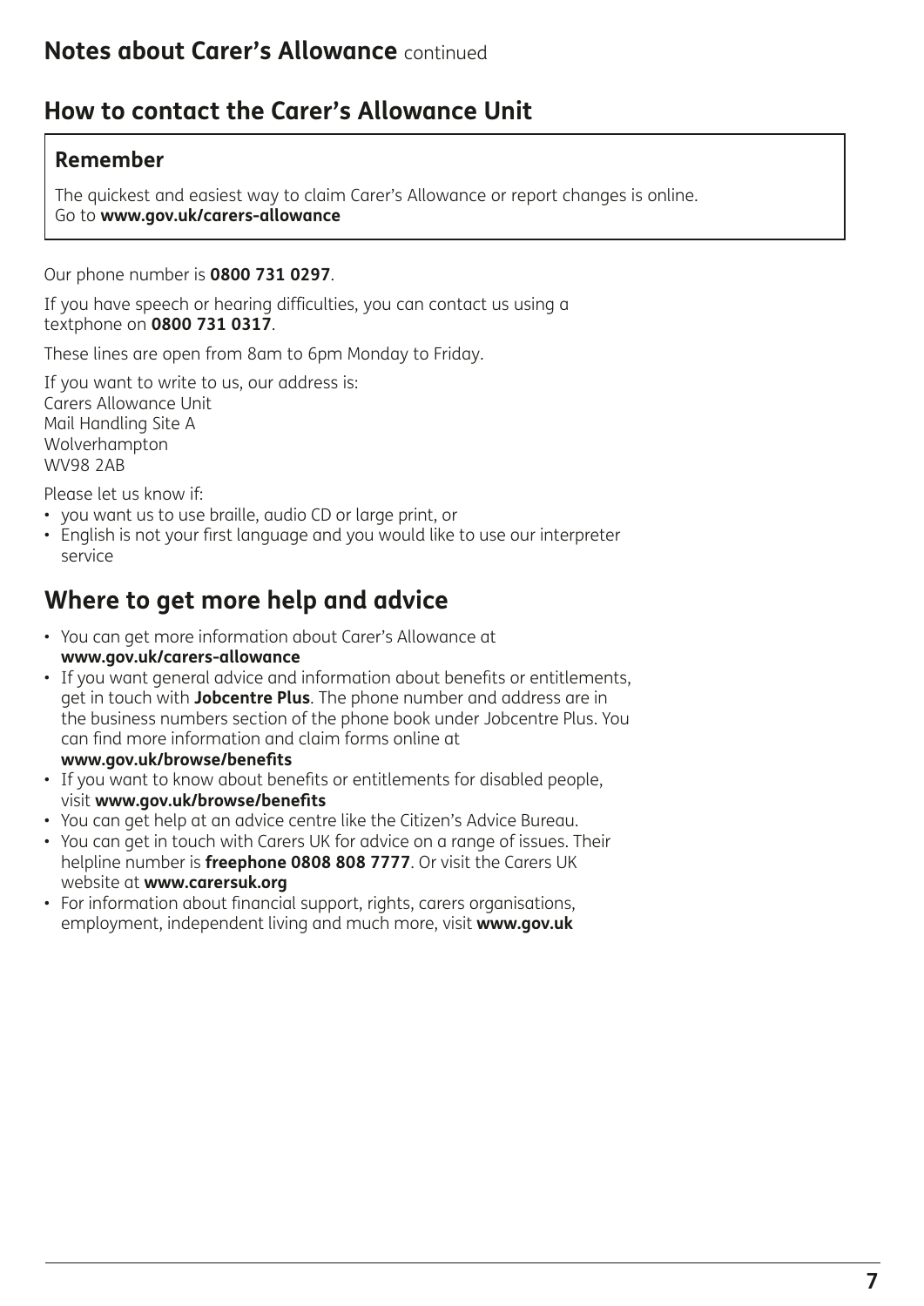## Notes about Carer's Allowance continued

## How to contact the Carer's Allowance Unit

**Remember**

The quickest and easiest way to claim Carer's Allowance or report changes is online.
Go to **www.gov.uk/carers-allowance**

Our phone number is **0800 731 0297**.

If you have speech or hearing difficulties, you can contact us using a textphone on **0800 731 0317**.

These lines are open from 8am to 6pm Monday to Friday.

If you want to write to us, our address is:
Carers Allowance Unit
Mail Handling Site A
Wolverhampton
WV98 2AB

Please let us know if:

- you want us to use braille, audio CD or large print, or
- English is not your first language and you would like to use our interpreter service

## Where to get more help and advice

- You can get more information about Carer's Allowance at **www.gov.uk/carers-allowance**
- If you want general advice and information about benefits or entitlements, get in touch with **Jobcentre Plus**. The phone number and address are in the business numbers section of the phone book under Jobcentre Plus. You can find more information and claim forms online at **www.gov.uk/browse/benefits**
- If you want to know about benefits or entitlements for disabled people, visit **www.gov.uk/browse/benefits**
- You can get help at an advice centre like the Citizen's Advice Bureau.
- You can get in touch with Carers UK for advice on a range of issues. Their helpline number is **freephone 0808 808 7777**. Or visit the Carers UK website at **www.carersuk.org**
- For information about financial support, rights, carers organisations, employment, independent living and much more, visit **www.gov.uk**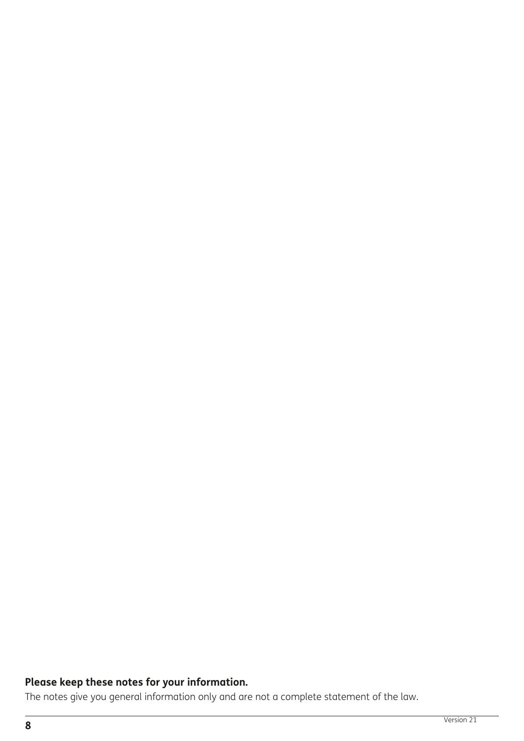**Please keep these notes for your information.**

The notes give you general information only and are not a complete statement of the law.

Version 21